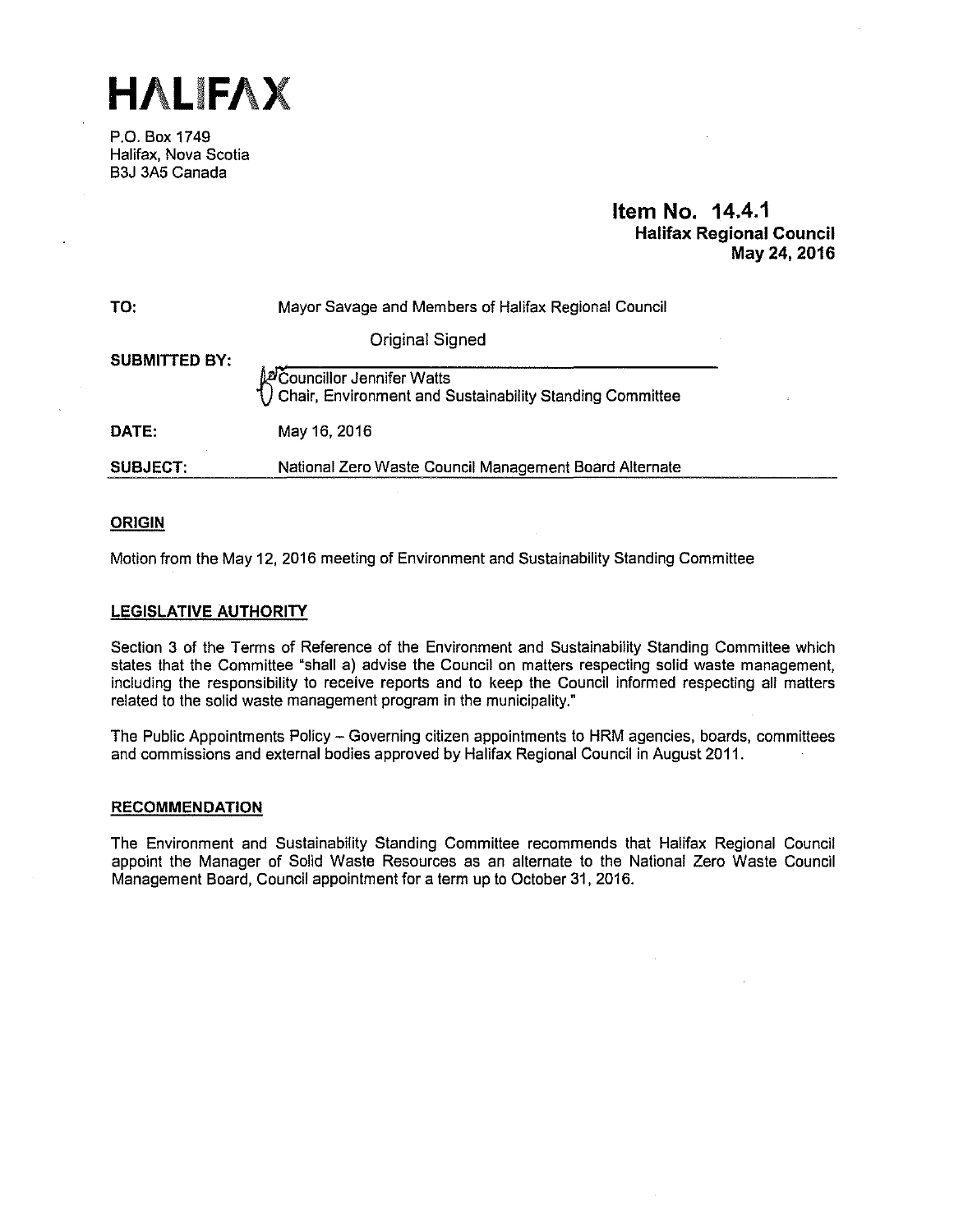# HALIFAX

P.O. Box 1749
Halifax, Nova Scotia
B3J 3A5 Canada

**Item No. 14.4.1**
**Halifax Regional Council**
**May 24, 2016**

| | |
|---|---|
| **TO:** | Mayor Savage and Members of Halifax Regional Council |
| **SUBMITTED BY:** | Original Signed<br>Councillor Jennifer Watts<br>Chair, Environment and Sustainability Standing Committee |
| **DATE:** | May 16, 2016 |
| **SUBJECT:** | National Zero Waste Council Management Board Alternate |

## ORIGIN

Motion from the May 12, 2016 meeting of Environment and Sustainability Standing Committee

## LEGISLATIVE AUTHORITY

Section 3 of the Terms of Reference of the Environment and Sustainability Standing Committee which states that the Committee "shall a) advise the Council on matters respecting solid waste management, including the responsibility to receive reports and to keep the Council informed respecting all matters related to the solid waste management program in the municipality."

The Public Appointments Policy – Governing citizen appointments to HRM agencies, boards, committees and commissions and external bodies approved by Halifax Regional Council in August 2011.

## RECOMMENDATION

The Environment and Sustainability Standing Committee recommends that Halifax Regional Council appoint the Manager of Solid Waste Resources as an alternate to the National Zero Waste Council Management Board, Council appointment for a term up to October 31, 2016.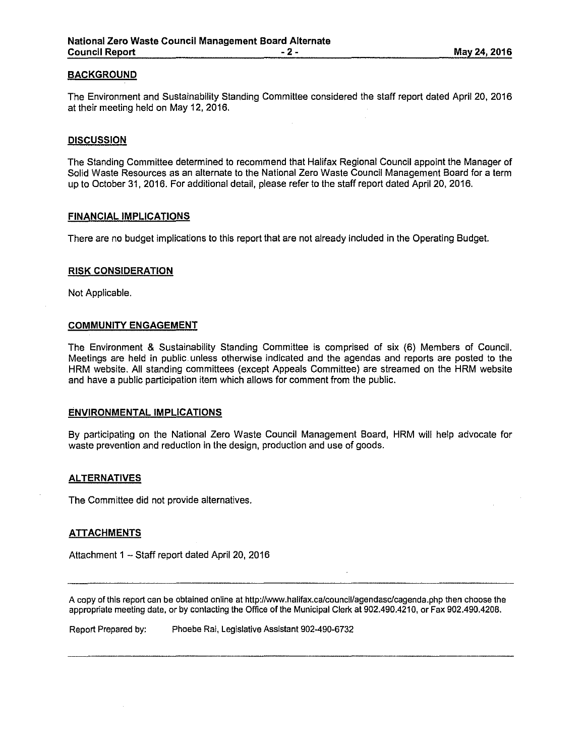## BACKGROUND

The Environment and Sustainability Standing Committee considered the staff report dated April 20, 2016 at their meeting held on May 12, 2016.

## DISCUSSION

The Standing Committee determined to recommend that Halifax Regional Council appoint the Manager of Solid Waste Resources as an alternate to the National Zero Waste Council Management Board for a term up to October 31, 2016. For additional detail, please refer to the staff report dated April 20, 2016.

## FINANCIAL IMPLICATIONS

There are no budget implications to this report that are not already included in the Operating Budget.

## RISK CONSIDERATION

Not Applicable.

## COMMUNITY ENGAGEMENT

The Environment & Sustainability Standing Committee is comprised of six (6) Members of Council. Meetings are held in public unless otherwise indicated and the agendas and reports are posted to the HRM website. All standing committees (except Appeals Committee) are streamed on the HRM website and have a public participation item which allows for comment from the public.

## ENVIRONMENTAL IMPLICATIONS

By participating on the National Zero Waste Council Management Board, HRM will help advocate for waste prevention and reduction in the design, production and use of goods.

## ALTERNATIVES

The Committee did not provide alternatives.

## ATTACHMENTS

Attachment 1 – Staff report dated April 20, 2016

---

A copy of this report can be obtained online at http://www.halifax.ca/council/agendasc/cagenda.php then choose the appropriate meeting date, or by contacting the Office of the Municipal Clerk at 902.490.4210, or Fax 902.490.4208.

Report Prepared by: Phoebe Rai, Legislative Assistant 902-490-6732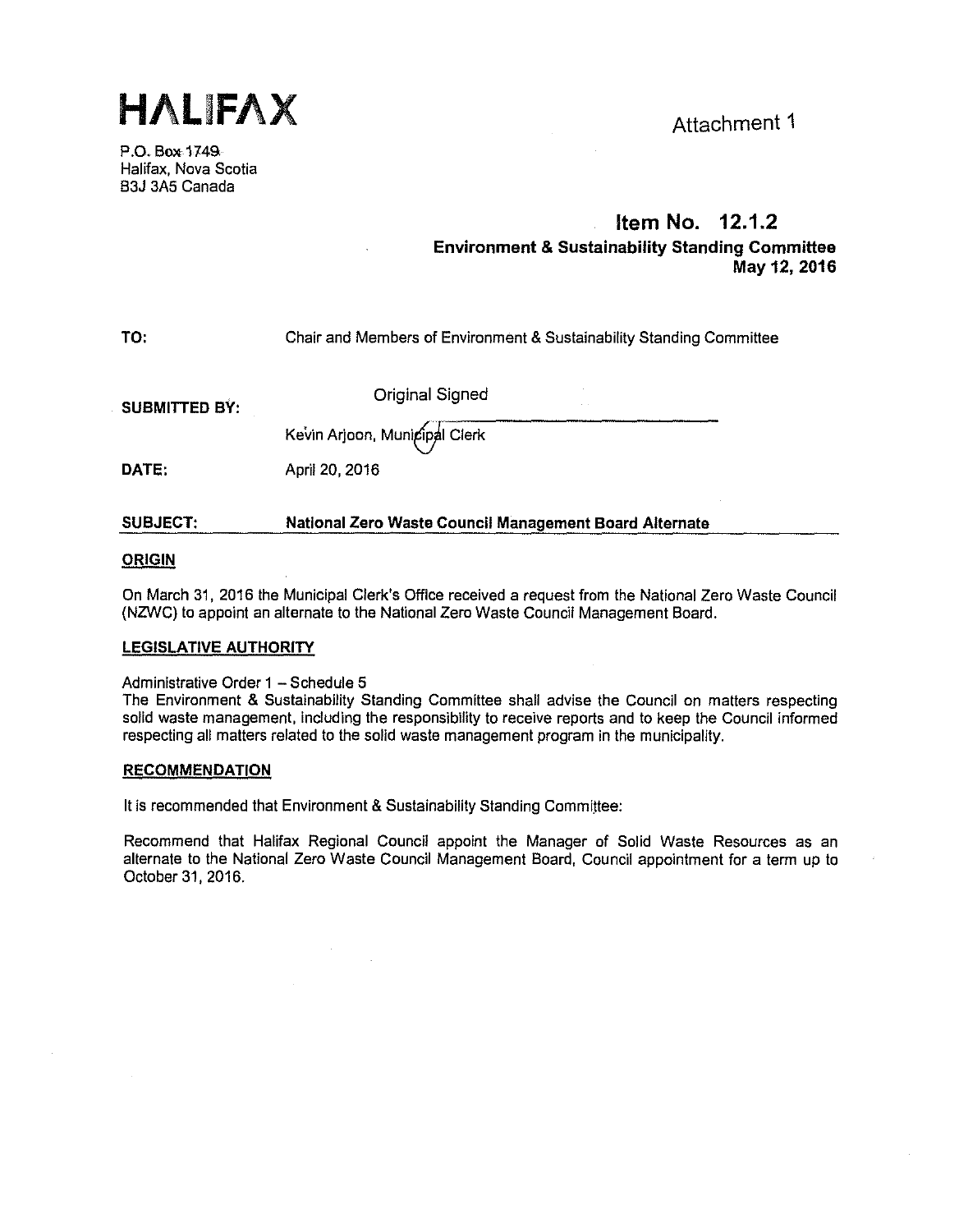# HALIFAX

Attachment 1

P.O. Box 1749
Halifax, Nova Scotia
B3J 3A5 Canada

**Item No. 12.1.2**
**Environment & Sustainability Standing Committee**
**May 12, 2016**

**TO:** Chair and Members of Environment & Sustainability Standing Committee

**SUBMITTED BY:** Original Signed

Kevin Arjoon, Municipal Clerk

**DATE:** April 20, 2016

**SUBJECT:** **National Zero Waste Council Management Board Alternate**

## ORIGIN

On March 31, 2016 the Municipal Clerk's Office received a request from the National Zero Waste Council (NZWC) to appoint an alternate to the National Zero Waste Council Management Board.

## LEGISLATIVE AUTHORITY

Administrative Order 1 – Schedule 5
The Environment & Sustainability Standing Committee shall advise the Council on matters respecting solid waste management, including the responsibility to receive reports and to keep the Council informed respecting all matters related to the solid waste management program in the municipality.

## RECOMMENDATION

It is recommended that Environment & Sustainability Standing Committee:

Recommend that Halifax Regional Council appoint the Manager of Solid Waste Resources as an alternate to the National Zero Waste Council Management Board, Council appointment for a term up to October 31, 2016.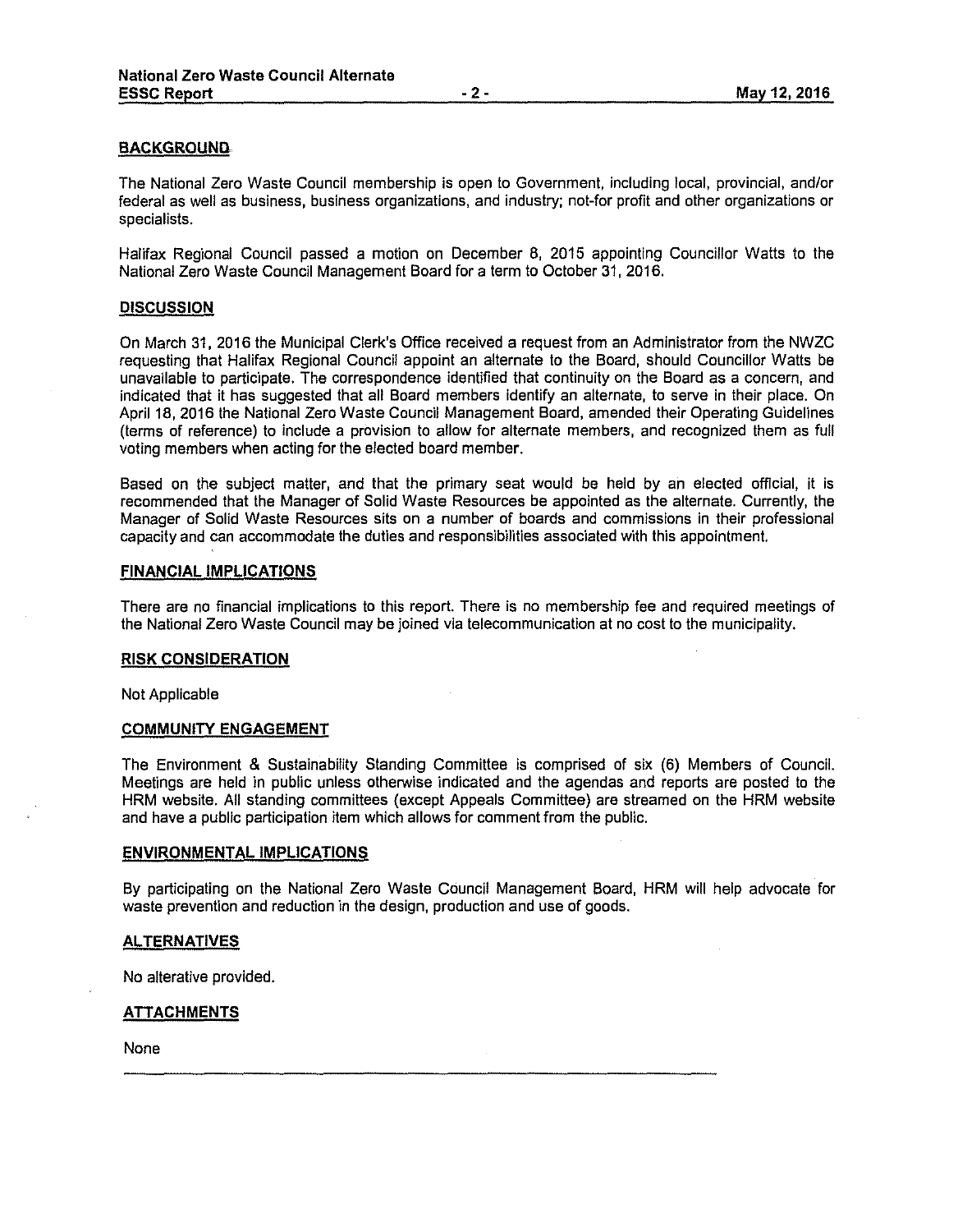## BACKGROUND

The National Zero Waste Council membership is open to Government, including local, provincial, and/or federal as well as business, business organizations, and industry; not-for profit and other organizations or specialists.

Halifax Regional Council passed a motion on December 8, 2015 appointing Councillor Watts to the National Zero Waste Council Management Board for a term to October 31, 2016.

## DISCUSSION

On March 31, 2016 the Municipal Clerk's Office received a request from an Administrator from the NWZC requesting that Halifax Regional Council appoint an alternate to the Board, should Councillor Watts be unavailable to participate. The correspondence identified that continuity on the Board as a concern, and indicated that it has suggested that all Board members identify an alternate, to serve in their place. On April 18, 2016 the National Zero Waste Council Management Board, amended their Operating Guidelines (terms of reference) to include a provision to allow for alternate members, and recognized them as full voting members when acting for the elected board member.

Based on the subject matter, and that the primary seat would be held by an elected official, it is recommended that the Manager of Solid Waste Resources be appointed as the alternate. Currently, the Manager of Solid Waste Resources sits on a number of boards and commissions in their professional capacity and can accommodate the duties and responsibilities associated with this appointment.

## FINANCIAL IMPLICATIONS

There are no financial implications to this report. There is no membership fee and required meetings of the National Zero Waste Council may be joined via telecommunication at no cost to the municipality.

## RISK CONSIDERATION

Not Applicable

## COMMUNITY ENGAGEMENT

The Environment & Sustainability Standing Committee is comprised of six (6) Members of Council. Meetings are held in public unless otherwise indicated and the agendas and reports are posted to the HRM website. All standing committees (except Appeals Committee) are streamed on the HRM website and have a public participation item which allows for comment from the public.

## ENVIRONMENTAL IMPLICATIONS

By participating on the National Zero Waste Council Management Board, HRM will help advocate for waste prevention and reduction in the design, production and use of goods.

## ALTERNATIVES

No alterative provided.

## ATTACHMENTS

None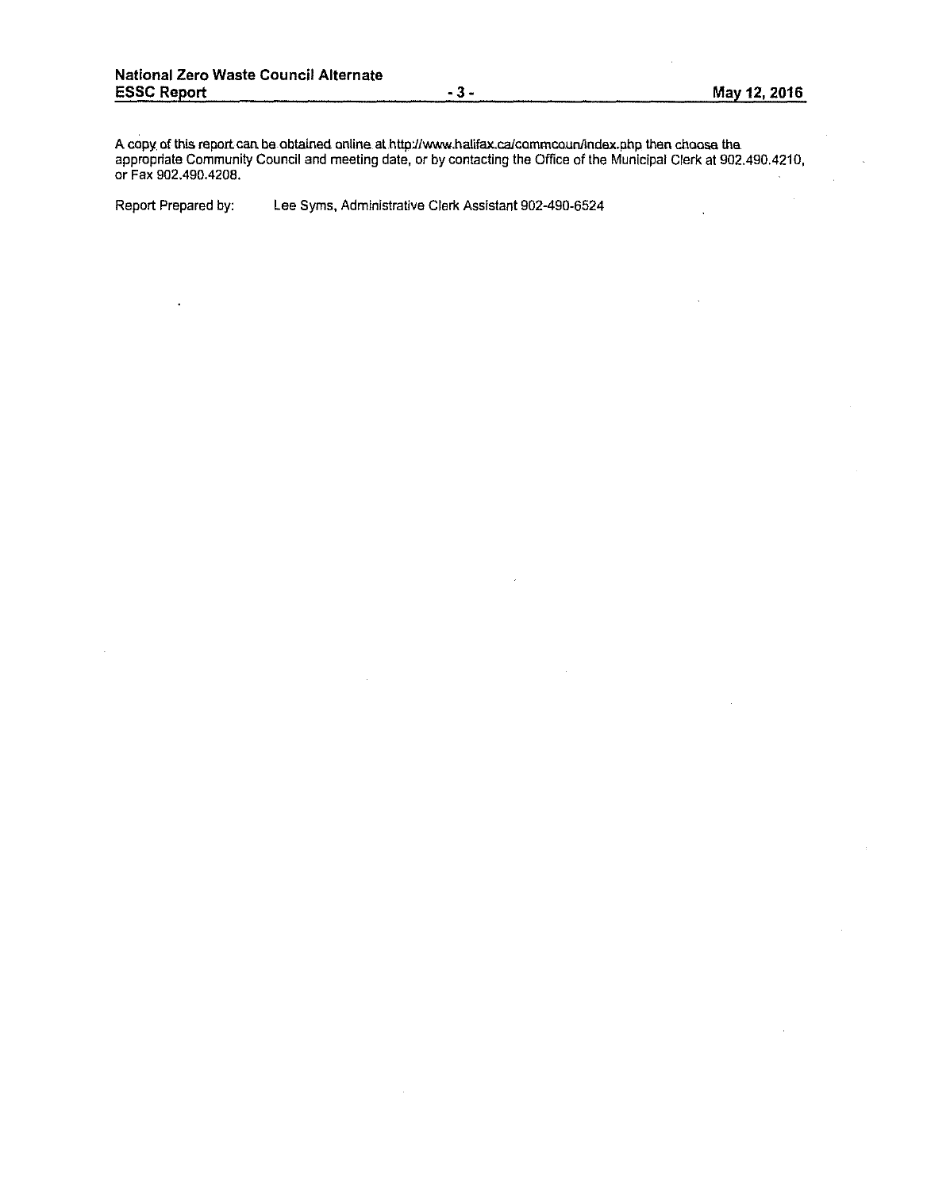A copy of this report can be obtained online at http://www.halifax.ca/commcoun/index.php then choose the appropriate Community Council and meeting date, or by contacting the Office of the Municipal Clerk at 902.490.4210, or Fax 902.490.4208.

Report Prepared by: Lee Syms, Administrative Clerk Assistant 902-490-6524